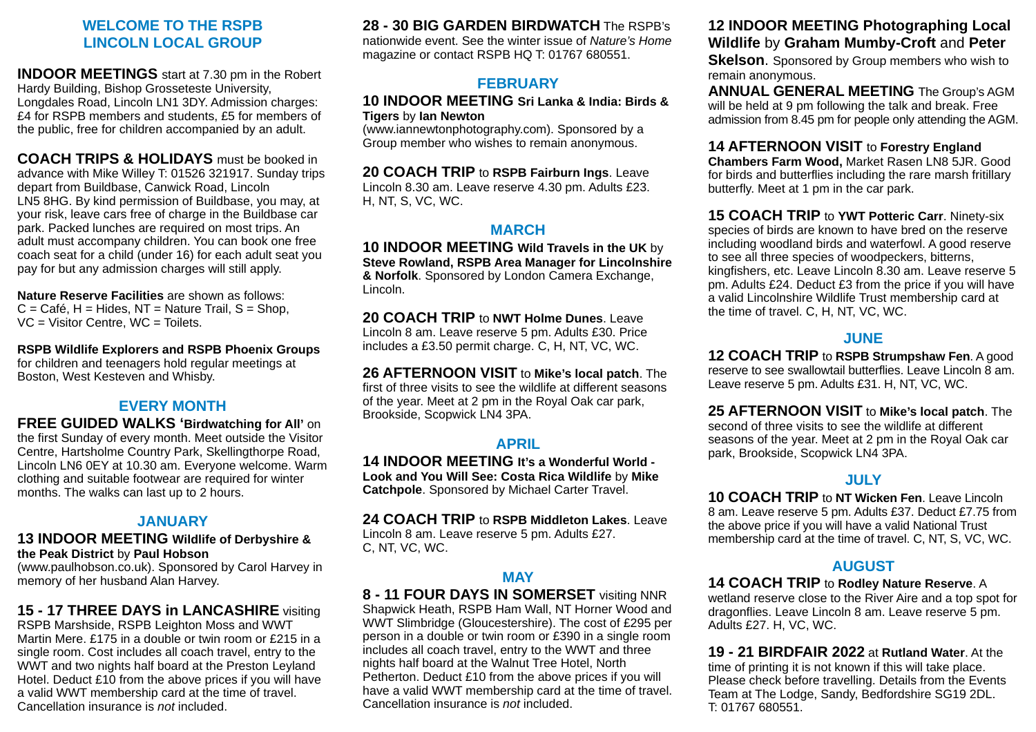## WELCOME TO THE RSPB LINCOLN LOCAL GROUP

**INDOOR MEETINGS** start at 7.30 pm in the Robert Hardy Building, Bishop Grosseteste University, Longdales Road, Lincoln LN1 3DY. Admission charges: £4 for RSPB members and students, £5 for members of the public, free for children accompanied by an adult.

**COACH TRIPS & HOLIDAYS** must be booked in advance with Mike Willey T: 01526 321917. Sunday trips depart from Buildbase, Canwick Road, Lincoln LN5 8HG. By kind permission of Buildbase, you may, at your risk, leave cars free of charge in the Buildbase car park. Packed lunches are required on most trips. An adult must accompany children. You can book one free coach seat for a child (under 16) for each adult seat you pay for but any admission charges will still apply.

**Nature Reserve Facilities** are shown as follows: C = Café, H = Hides, NT = Nature Trail, S = Shop, VC = Visitor Centre, WC = Toilets.

**RSPB Wildlife Explorers and RSPB Phoenix Groups** for children and teenagers hold regular meetings at Boston, West Kesteven and Whisby.

### EVERY MONTH

**FREE GUIDED WALKS 'Birdwatching for All'** on the first Sunday of every month. Meet outside the Visitor Centre, Hartsholme Country Park, Skellingthorpe Road, Lincoln LN6 0EY at 10.30 am. Everyone welcome. Warm clothing and suitable footwear are required for winter months. The walks can last up to 2 hours.

### JANUARY

**13 INDOOR MEETING Wildlife of Derbyshire & the Peak District** by **Paul Hobson** (www.paulhobson.co.uk). Sponsored by Carol Harvey in memory of her husband Alan Harvey.

**15 - 17 THREE DAYS in LANCASHIRE** visiting RSPB Marshside, RSPB Leighton Moss and WWT Martin Mere. £175 in a double or twin room or £215 in a single room. Cost includes all coach travel, entry to the WWT and two nights half board at the Preston Leyland Hotel. Deduct £10 from the above prices if you will have a valid WWT membership card at the time of travel. Cancellation insurance is *not* included.

**28 - 30 BIG GARDEN BIRDWATCH** The RSPB's nationwide event. See the winter issue of *Nature's Home* magazine or contact RSPB HQ T: 01767 680551.

### FEBRUARY

**10 INDOOR MEETING Sri Lanka & India: Birds & Tigers** by **Ian Newton** (www.iannewtonphotography.com). Sponsored by a Group member who wishes to remain anonymous.

**20 COACH TRIP** to **RSPB Fairburn Ings**. Leave Lincoln 8.30 am. Leave reserve 4.30 pm. Adults £23. H, NT, S, VC, WC.

### MARCH

**10 INDOOR MEETING Wild Travels in the UK** by **Steve Rowland, RSPB Area Manager for Lincolnshire & Norfolk**. Sponsored by London Camera Exchange, Lincoln.

**20 COACH TRIP** to **NWT Holme Dunes**. Leave Lincoln 8 am. Leave reserve 5 pm. Adults £30. Price includes a £3.50 permit charge. C, H, NT, VC, WC.

**26 AFTERNOON VISIT** to **Mike's local patch**. The first of three visits to see the wildlife at different seasons of the year. Meet at 2 pm in the Royal Oak car park, Brookside, Scopwick LN4 3PA.

### APRIL

**14 INDOOR MEETING It's a Wonderful World - Look and You Will See: Costa Rica Wildlife** by **Mike Catchpole**. Sponsored by Michael Carter Travel.

**24 COACH TRIP** to **RSPB Middleton Lakes**. Leave Lincoln 8 am. Leave reserve 5 pm. Adults £27. C, NT, VC, WC.

### MAY

**8 - 11 FOUR DAYS IN SOMERSET** visiting NNR Shapwick Heath, RSPB Ham Wall, NT Horner Wood and WWT Slimbridge (Gloucestershire). The cost of £295 per person in a double or twin room or £390 in a single room includes all coach travel, entry to the WWT and three nights half board at the Walnut Tree Hotel, North Petherton. Deduct £10 from the above prices if you will have a valid WWT membership card at the time of travel. Cancellation insurance is *not* included.

**12 INDOOR MEETING Photographing Local Wildlife** by **Graham Mumby-Croft** and **Peter Skelson**. Sponsored by Group members who wish to remain anonymous.

**ANNUAL GENERAL MEETING** The Group's AGM will be held at 9 pm following the talk and break. Free admission from 8.45 pm for people only attending the AGM.

**14 AFTERNOON VISIT** to **Forestry England Chambers Farm Wood,** Market Rasen LN8 5JR. Good for birds and butterflies including the rare marsh fritillary butterfly. Meet at 1 pm in the car park.

**15 COACH TRIP** to **YWT Potteric Carr**. Ninety-six species of birds are known to have bred on the reserve including woodland birds and waterfowl. A good reserve to see all three species of woodpeckers, bitterns, kingfishers, etc. Leave Lincoln 8.30 am. Leave reserve 5 pm. Adults £24. Deduct £3 from the price if you will have a valid Lincolnshire Wildlife Trust membership card at the time of travel. C, H, NT, VC, WC.

### JUNE

**12 COACH TRIP** to **RSPB Strumpshaw Fen**. A good reserve to see swallowtail butterflies. Leave Lincoln 8 am. Leave reserve 5 pm. Adults £31. H, NT, VC, WC.

**25 AFTERNOON VISIT** to **Mike's local patch**. The second of three visits to see the wildlife at different seasons of the year. Meet at 2 pm in the Royal Oak car park, Brookside, Scopwick LN4 3PA.

### JULY

**10 COACH TRIP** to **NT Wicken Fen**. Leave Lincoln 8 am. Leave reserve 5 pm. Adults £37. Deduct £7.75 from the above price if you will have a valid National Trust membership card at the time of travel. C, NT, S, VC, WC.

### AUGUST

**14 COACH TRIP** to **Rodley Nature Reserve**. A wetland reserve close to the River Aire and a top spot for dragonflies. Leave Lincoln 8 am. Leave reserve 5 pm. Adults £27. H, VC, WC.

**19 - 21 BIRDFAIR 2022** at **Rutland Water**. At the time of printing it is not known if this will take place. Please check before travelling. Details from the Events Team at The Lodge, Sandy, Bedfordshire SG19 2DL. T: 01767 680551.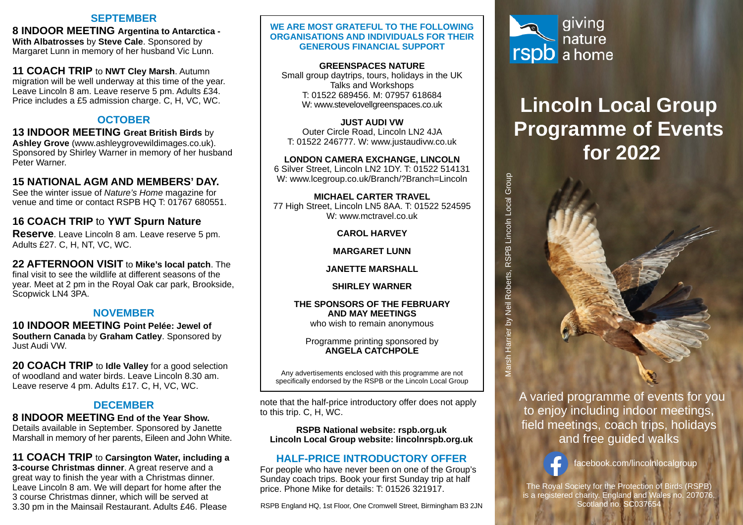## SEPTEMBER

**8 INDOOR MEETING Argentina to Antarctica - With Albatrosses** by **Steve Cale**. Sponsored by Margaret Lunn in memory of her husband Vic Lunn.

**11 COACH TRIP** to **NWT Cley Marsh**. Autumn migration will be well underway at this time of the year. Leave Lincoln 8 am. Leave reserve 5 pm. Adults £34. Price includes a £5 admission charge. C, H, VC, WC.

## OCTOBER

**13 INDOOR MEETING Great British Birds** by **Ashley Grove** (www.ashleygrovewildimages.co.uk). Sponsored by Shirley Warner in memory of her husband Peter Warner.

**15 NATIONAL AGM AND MEMBERS' DAY.** See the winter issue of *Nature's Home* magazine for venue and time or contact RSPB HQ T: 01767 680551.

**16 COACH TRIP** to **YWT Spurn Nature Reserve**. Leave Lincoln 8 am. Leave reserve 5 pm. Adults £27. C, H, NT, VC, WC.

**22 AFTERNOON VISIT** to **Mike's local patch**. The final visit to see the wildlife at different seasons of the year. Meet at 2 pm in the Royal Oak car park, Brookside, Scopwick LN4 3PA.

## NOVEMBER

**10 INDOOR MEETING Point Pelée: Jewel of Southern Canada** by **Graham Catley**. Sponsored by Just Audi VW.

**20 COACH TRIP** to **Idle Valley** for a good selection of woodland and water birds. Leave Lincoln 8.30 am. Leave reserve 4 pm. Adults £17. C, H, VC, WC.

## DECEMBER

**8 INDOOR MEETING End of the Year Show.** Details available in September. Sponsored by Janette Marshall in memory of her parents, Eileen and John White.

**11 COACH TRIP** to **Carsington Water, including a 3-course Christmas dinner**. A great reserve and a great way to finish the year with a Christmas dinner. Leave Lincoln 8 am. We will depart for home after the 3 course Christmas dinner, which will be served at 3.30 pm in the Mainsail Restaurant. Adults £46. Please note that the half-price introductory offer does not apply to this trip. C, H, WC.

**WE ARE MOST GRATEFUL TO THE FOLLOWING ORGANISATIONS AND INDIVIDUALS FOR THEIR GENEROUS FINANCIAL SUPPORT**

**GREENSPACES NATURE**
Small group daytrips, tours, holidays in the UK
Talks and Workshops
T: 01522 689456. M: 07957 618684
W: www.stevelovellgreenspaces.co.uk

**JUST AUDI VW**
Outer Circle Road, Lincoln LN2 4JA
T: 01522 246777. W: www.justaudivw.co.uk

**LONDON CAMERA EXCHANGE, LINCOLN**
6 Silver Street, Lincoln LN2 1DY. T: 01522 514131
W: www.lcegroup.co.uk/Branch/?Branch=Lincoln

**MICHAEL CARTER TRAVEL**
77 High Street, Lincoln LN5 8AA. T: 01522 524595
W: www.mctravel.co.uk

**CAROL HARVEY**

**MARGARET LUNN**

**JANETTE MARSHALL**

**SHIRLEY WARNER**

**THE SPONSORS OF THE FEBRUARY AND MAY MEETINGS**
who wish to remain anonymous

Programme printing sponsored by
**ANGELA CATCHPOLE**

Any advertisements enclosed with this programme are not specifically endorsed by the RSPB or the Lincoln Local Group

**RSPB National website: rspb.org.uk**
**Lincoln Local Group website: lincolnrspb.org.uk**

## HALF-PRICE INTRODUCTORY OFFER

For people who have never been on one of the Group's Sunday coach trips. Book your first Sunday trip at half price. Phone Mike for details: T: 01526 321917.

RSPB England HQ, 1st Floor, One Cromwell Street, Birmingham B3 2JN

rspb giving nature a home

# Lincoln Local Group Programme of Events for 2022

Marsh Harrier by Neil Roberts, RSPB Lincoln Local Group

A varied programme of events for you to enjoy including indoor meetings, field meetings, coach trips, holidays and free guided walks

facebook.com/lincolnlocalgroup

The Royal Society for the Protection of Birds (RSPB) is a registered charity. England and Wales no. 207076, Scotland no. SC037654